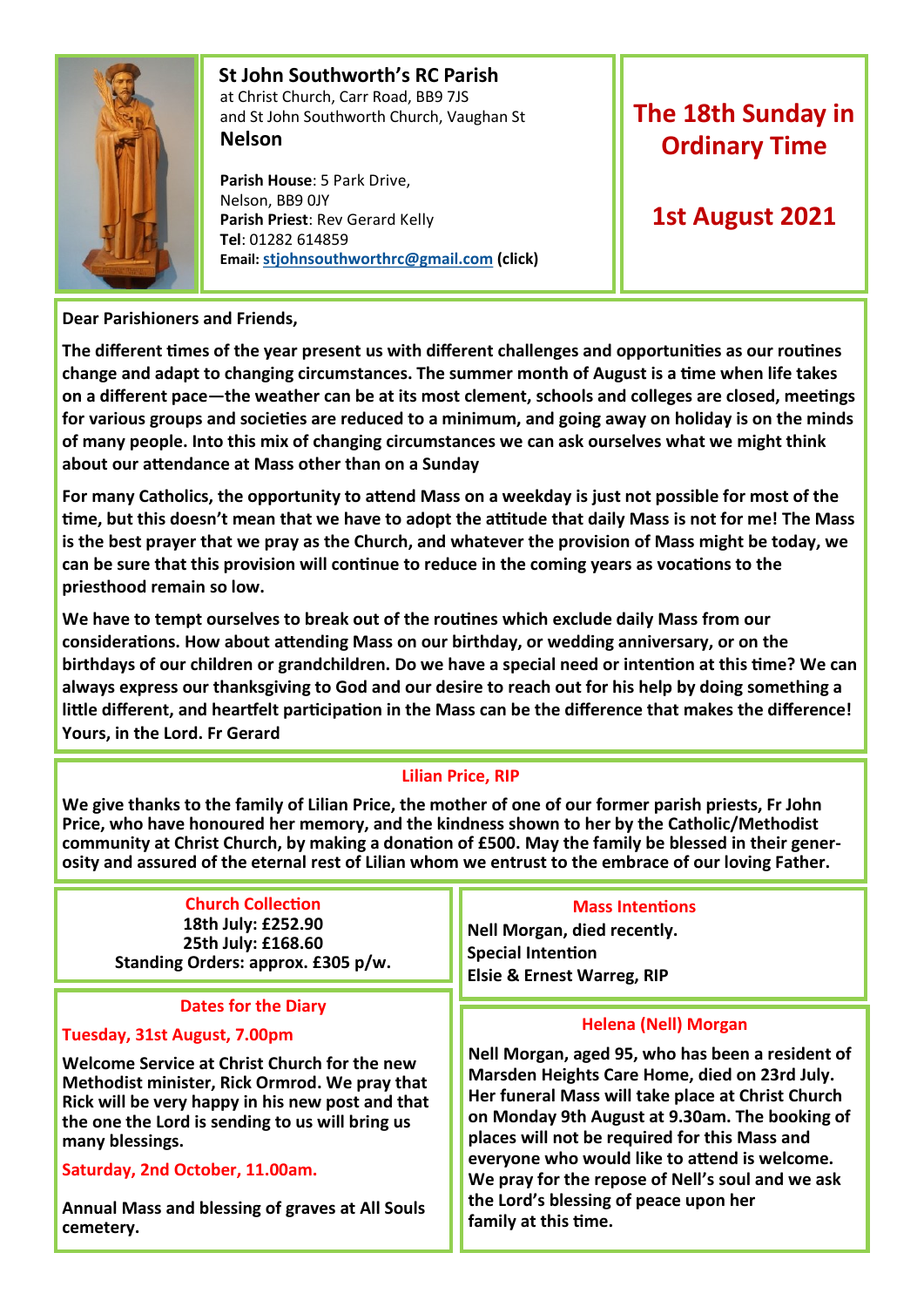## St John Southworth's RC Parish

at Christ Church, Carr Road, BB9 7JS
and St John Southworth Church, Vaughan St
**Nelson**

**Parish House**: 5 Park Drive, Nelson, BB9 0JY
**Parish Priest**: Rev Gerard Kelly
**Tel**: 01282 614859
**Email:** stjohnsouthworthrc@gmail.com **(click)**

# The 18th Sunday in Ordinary Time

## 1st August 2021

**Dear Parishioners and Friends,**

**The different times of the year present us with different challenges and opportunities as our routines change and adapt to changing circumstances. The summer month of August is a time when life takes on a different pace—the weather can be at its most clement, schools and colleges are closed, meetings for various groups and societies are reduced to a minimum, and going away on holiday is on the minds of many people. Into this mix of changing circumstances we can ask ourselves what we might think about our attendance at Mass other than on a Sunday**

**For many Catholics, the opportunity to attend Mass on a weekday is just not possible for most of the time, but this doesn't mean that we have to adopt the attitude that daily Mass is not for me! The Mass is the best prayer that we pray as the Church, and whatever the provision of Mass might be today, we can be sure that this provision will continue to reduce in the coming years as vocations to the priesthood remain so low.**

**We have to tempt ourselves to break out of the routines which exclude daily Mass from our considerations. How about attending Mass on our birthday, or wedding anniversary, or on the birthdays of our children or grandchildren. Do we have a special need or intention at this time? We can always express our thanksgiving to God and our desire to reach out for his help by doing something a little different, and heartfelt participation in the Mass can be the difference that makes the difference! Yours, in the Lord. Fr Gerard**

### Lilian Price, RIP

**We give thanks to the family of Lilian Price, the mother of one of our former parish priests, Fr John Price, who have honoured her memory, and the kindness shown to her by the Catholic/Methodist community at Christ Church, by making a donation of £500. May the family be blessed in their generosity and assured of the eternal rest of Lilian whom we entrust to the embrace of our loving Father.**

### Church Collection

**18th July: £252.90**
**25th July: £168.60**
**Standing Orders: approx. £305 p/w.**

### Dates for the Diary

**Tuesday, 31st August, 7.00pm**

**Welcome Service at Christ Church for the new Methodist minister, Rick Ormrod. We pray that Rick will be very happy in his new post and that the one the Lord is sending to us will bring us many blessings.**

**Saturday, 2nd October, 11.00am.**

**Annual Mass and blessing of graves at All Souls cemetery.**

### Mass Intentions

**Nell Morgan, died recently.**
**Special Intention**
**Elsie & Ernest Warreg, RIP**

### Helena (Nell) Morgan

**Nell Morgan, aged 95, who has been a resident of Marsden Heights Care Home, died on 23rd July. Her funeral Mass will take place at Christ Church on Monday 9th August at 9.30am. The booking of places will not be required for this Mass and everyone who would like to attend is welcome. We pray for the repose of Nell's soul and we ask the Lord's blessing of peace upon her family at this time.**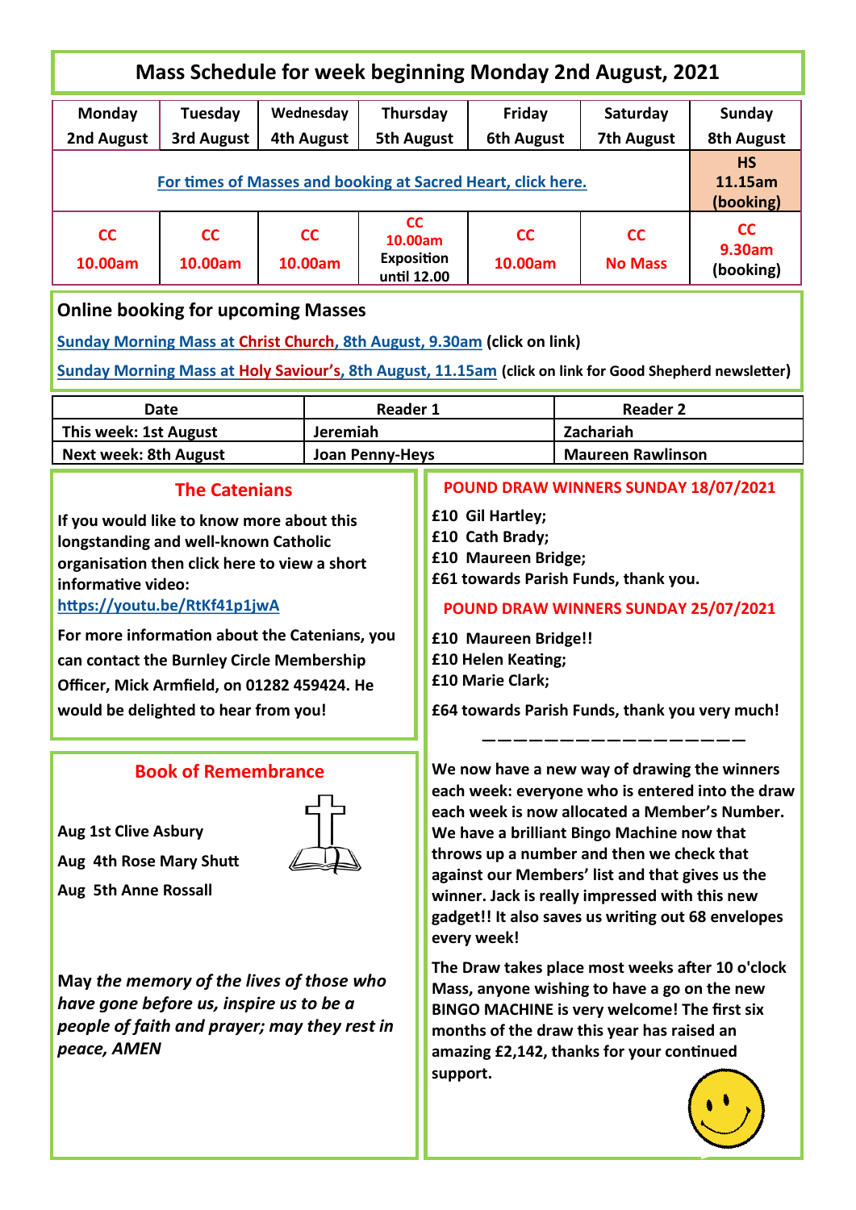## Mass Schedule for week beginning Monday 2nd August, 2021

| Monday 2nd August | Tuesday 3rd August | Wednesday 4th August | Thursday 5th August | Friday 6th August | Saturday 7th August | Sunday 8th August |
|---|---|---|---|---|---|---|
| For times of Masses and booking at Sacred Heart, click here. | | | | | | HS 11.15am (booking) |
| CC 10.00am | CC 10.00am | CC 10.00am | CC 10.00am Exposition until 12.00 | CC 10.00am | CC No Mass | CC 9.30am (booking) |

### Online booking for upcoming Masses

Sunday Morning Mass at Christ Church, 8th August, 9.30am (click on link)

Sunday Morning Mass at Holy Saviour's, 8th August, 11.15am (click on link for Good Shepherd newsletter)

| Date | Reader 1 | Reader 2 |
|---|---|---|
| This week: 1st August | Jeremiah | Zachariah |
| Next week: 8th August | Joan Penny-Heys | Maureen Rawlinson |

### The Catenians

If you would like to know more about this longstanding and well-known Catholic organisation then click here to view a short informative video:
https://youtu.be/RtKf41p1jwA

For more information about the Catenians, you can contact the Burnley Circle Membership Officer, Mick Armfield, on 01282 459424. He would be delighted to hear from you!

### Book of Remembrance

Aug 1st Clive Asbury

Aug 4th Rose Mary Shutt

Aug 5th Anne Rossall

May *the memory of the lives of those who have gone before us, inspire us to be a people of faith and prayer; may they rest in peace, AMEN*

### POUND DRAW WINNERS SUNDAY 18/07/2021

£10 Gil Hartley;
£10 Cath Brady;
£10 Maureen Bridge;
£61 towards Parish Funds, thank you.

### POUND DRAW WINNERS SUNDAY 25/07/2021

£10 Maureen Bridge!!
£10 Helen Keating;
£10 Marie Clark;

£64 towards Parish Funds, thank you very much!

————————————————

We now have a new way of drawing the winners each week: everyone who is entered into the draw each week is now allocated a Member's Number. We have a brilliant Bingo Machine now that throws up a number and then we check that against our Members' list and that gives us the winner. Jack is really impressed with this new gadget!! It also saves us writing out 68 envelopes every week!

The Draw takes place most weeks after 10 o'clock Mass, anyone wishing to have a go on the new BINGO MACHINE is very welcome! The first six months of the draw this year has raised an amazing £2,142, thanks for your continued support.